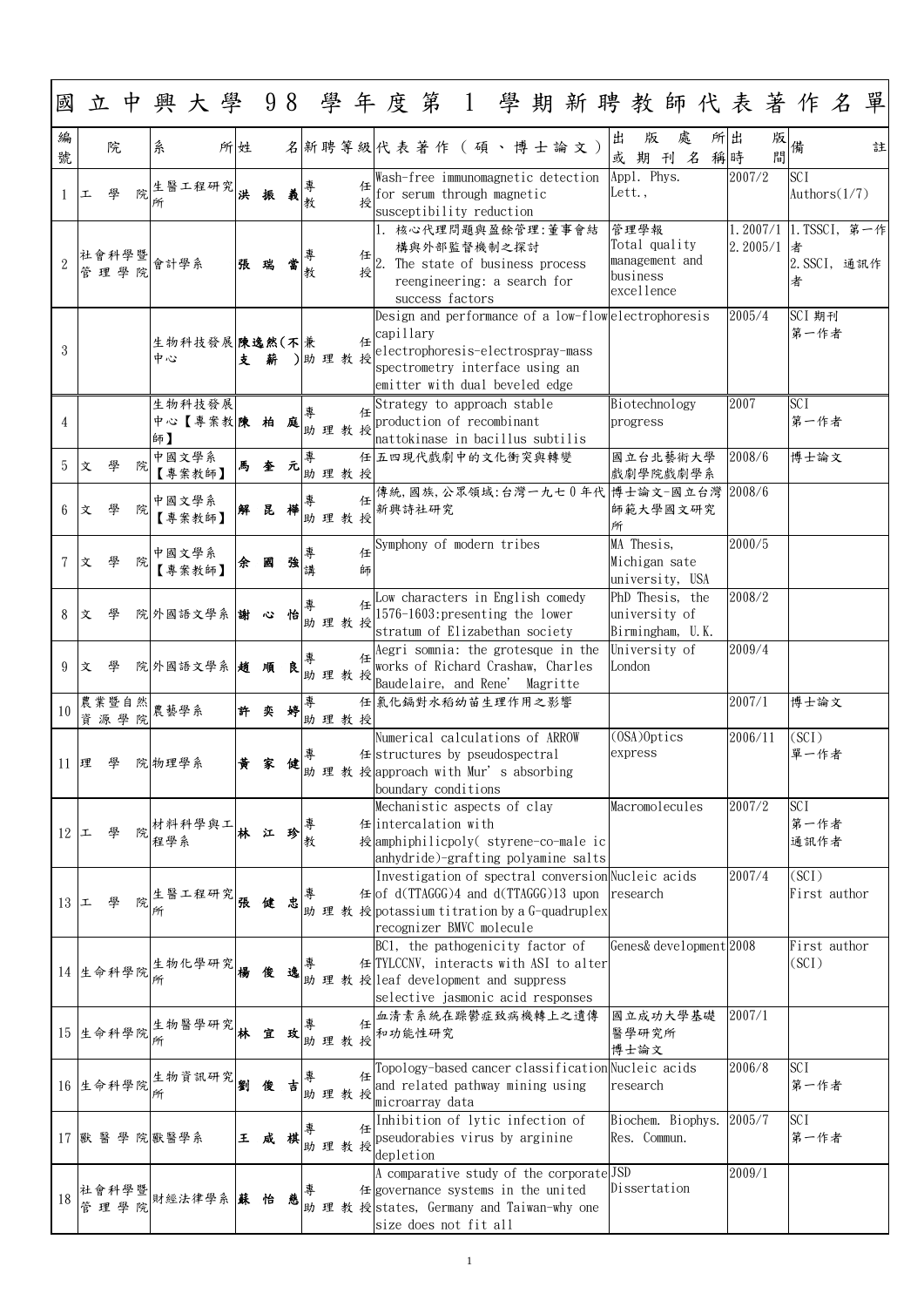# 國立中興大學 98 學年度第 1 學期新聘教師代表著作名單

| 編號 | 院 | 系所 | 姓名 | 新聘等級 | 代表著作（碩、博士論文） | 出版處所或期刊名稱 | 出版時間 | 備註 |
|---|---|---|---|---|---|---|---|---|
| 1 | 工學院 | 生醫工程研究所 | 洪振義 | 專任教授 | Wash-free immunomagnetic detection for serum through magnetic susceptibility reduction | Appl. Phys. Lett., | 2007/2 | SCI Authors(1/7) |
| 2 | 社會科學暨管理學院 | 會計學系 | 張瑞當 | 專任教授 | 1. 核心代理問題與盈餘管理:董事會結構與外部監督機制之探討<br>2. The state of business process reengineering: a search for success factors | 管理學報<br>Total quality management and business excellence | 1. 2007/1<br>2. 2005/1 | 1. TSSCI, 第一作者<br>2. SSCI, 通訊作者 |
| 3 | | 生物科技發展中心 | 陳逸然(不支薪) | 兼任助理教授 | Design and performance of a low-flow capillary electrophoresis-electrospray-mass spectrometry interface using an emitter with dual beveled edge | electrophoresis | 2005/4 | SCI 期刊 第一作者 |
| 4 | | 生物科技發展中心【專案教師】 | 陳柏庭 | 專任助理教授 | Strategy to approach stable production of recombinant nattokinase in bacillus subtilis | Biotechnology progress | 2007 | SCI 第一作者 |
| 5 | 文學院 | 中國文學系【專案教師】 | 馬奎元 | 專任助理教授 | 五四現代戲劇中的文化衝突與轉變 | 國立台北藝術大學戲劇學院戲劇學系 | 2008/6 | 博士論文 |
| 6 | 文學院 | 中國文學系【專案教師】 | 解昆樺 | 專任助理教授 | 傳統,國族,公眾領域:台灣一九七0年代新興詩社研究 | 博士論文-國立台灣師範大學國文研究所 | 2008/6 | |
| 7 | 文學院 | 中國文學系【專案教師】 | 余國強 | 專任講師 | Symphony of modern tribes | MA Thesis, Michigan sate university, USA | 2000/5 | |
| 8 | 文學院 | 外國語文學系 | 謝心怡 | 專任助理教授 | Low characters in English comedy 1576-1603:presenting the lower stratum of Elizabethan society | PhD Thesis, the university of Birmingham, U.K. | 2008/2 | |
| 9 | 文學院 | 外國語文學系 | 趙順良 | 專任助理教授 | Aegri somnia: the grotesque in the works of Richard Crashaw, Charles Baudelaire, and Rene' Magritte | University of London | 2009/4 | |
| 10 | 農業暨自然資源學院 | 農藝學系 | 許奕婷 | 專任助理教授 | 氯化鎘對水稻幼苗生理作用之影響 | | 2007/1 | 博士論文 |
| 11 | 理學院 | 物理學系 | 黃家健 | 專任助理教授 | Numerical calculations of ARROW structures by pseudospectral approach with Mur's absorbing boundary conditions | (OSA)Optics express | 2006/11 | (SCI) 單一作者 |
| 12 | 工學院 | 材料科學與工程學系 | 林江珍 | 專任教授 | Mechanistic aspects of clay intercalation with amphiphilicpoly( styrene-co-male ic anhydride)-grafting polyamine salts | Macromolecules | 2007/2 | SCI 第一作者 通訊作者 |
| 13 | 工學院 | 生醫工程研究所 | 張健忠 | 專任助理教授 | Investigation of spectral conversion of d(TTAGGG)4 and d(TTAGGG)13 upon potassium titration by a G-quadruplex recognizer BMVC molecule | Nucleic acids research | 2007/4 | (SCI) First author |
| 14 | 生命科學院 | 生物化學研究所 | 楊俊逸 | 專任助理教授 | BC1, the pathogenicity factor of TYLCCNV, interacts with ASI to alter leaf development and suppress selective jasmonic acid responses | Genes& development | 2008 | First author (SCI) |
| 15 | 生命科學院 | 生物醫學研究所 | 林宜玫 | 專任助理教授 | 血清素系統在躁鬱症致病機轉上之遺傳和功能性研究 | 國立成功大學基礎醫學研究所博士論文 | 2007/1 | |
| 16 | 生命科學院 | 生物資訊研究所 | 劉俊吉 | 專任助理教授 | Topology-based cancer classification and related pathway mining using microarray data | Nucleic acids research | 2006/8 | SCI 第一作者 |
| 17 | 獸醫學院 | 獸醫學系 | 王咸棋 | 專任助理教授 | Inhibition of lytic infection of pseudorabies virus by arginine depletion | Biochem. Biophys. Res. Commun. | 2005/7 | SCI 第一作者 |
| 18 | 社會科學暨管理學院 | 財經法律學系 | 蘇怡慈 | 專任助理教授 | A comparative study of the corporate governance systems in the united states, Germany and Taiwan-why one size does not fit all | JSD Dissertation | 2009/1 | |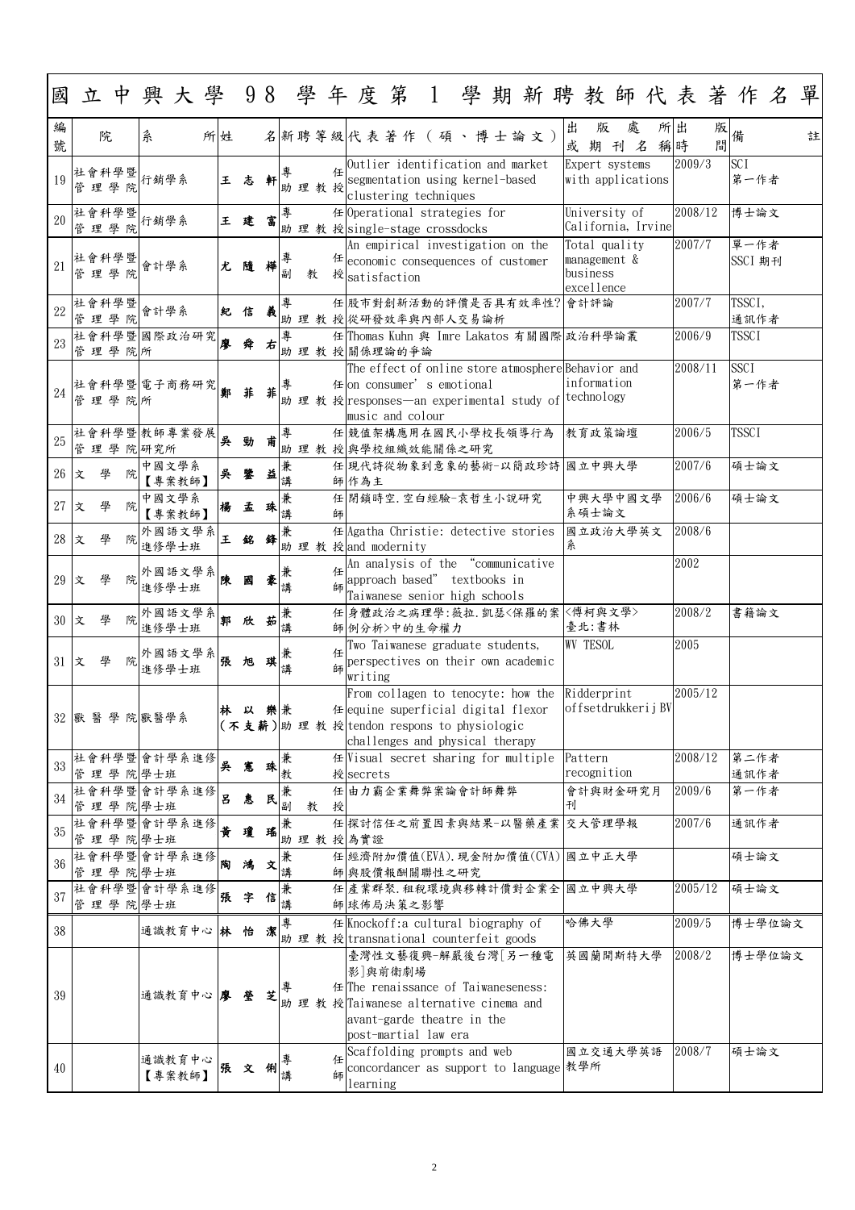# 國立中興大學 98 學年度第 1 學期新聘教師代表著作名單

| 編號 | 院 | 系所 | 姓名 | 新聘等級 | 代表著作（碩、博士論文） | 出版處所或期刊名稱 | 出版時間 | 備註 |
|---|---|---|---|---|---|---|---|---|
| 19 | 社會科學暨管理學院 | 行銷學系 | 王志軒 | 專任助理教授 | Outlier identification and market segmentation using kernel-based clustering techniques | Expert systems with applications | 2009/3 | SCI 第一作者 |
| 20 | 社會科學暨管理學院 | 行銷學系 | 王建富 | 專任助理教授 | Operational strategies for single-stage crossdocks | University of California, Irvine | 2008/12 | 博士論文 |
| 21 | 社會科學暨管理學院 | 會計學系 | 尤隨樺 | 專任副教授 | An empirical investigation on the economic consequences of customer satisfaction | Total quality management & business excellence | 2007/7 | 單一作者 SSCI 期刊 |
| 22 | 社會科學暨管理學院 | 會計學系 | 紀信義 | 專任助理教授 | 股市對創新活動的評價是否具有效率性?從研發效率與內部人交易論析 | 會計評論 | 2007/7 | TSSCI, 通訊作者 |
| 23 | 社會科學暨管理學院 | 國際政治研究所 | 廖舜右 | 專任助理教授 | Thomas Kuhn 與 Imre Lakatos 有關國際關係理論的爭論 | 政治科學論叢 | 2006/9 | TSSCI |
| 24 | 社會科學暨管理學院 | 電子商務研究所 | 鄭菲菲 | 專任助理教授 | The effect of online store atmosphere on consumer' s emotional responses—an experimental study of music and colour | Behavior and information technology | 2008/11 | SSCI 第一作者 |
| 25 | 社會科學暨管理學院 | 教師專業發展研究所 | 吳勁甫 | 專任助理教授 | 競值架構應用在國民小學校長領導行為與學校組織效能關係之研究 | 教育政策論壇 | 2006/5 | TSSCI |
| 26 | 文學院 | 中國文學系【專案教師】 | 吳鑾益 | 兼任講師 | 現代詩從物象到意象的藝術-以簡政珍詩作為主 | 國立中興大學 | 2007/6 | 碩士論文 |
| 27 | 文學院 | 中國文學系【專案教師】 | 楊孟珠 | 兼任講師 | 閉鎖時空.空白經驗-袁哲生小說研究 | 中興大學中國文學系碩士論文 | 2006/6 | 碩士論文 |
| 28 | 文學院 | 外國語文學系進修學士班 | 王銘鋒 | 兼任助理教授 | Agatha Christie: detective stories and modernity | 國立政治大學英文系 | 2008/6 | |
| 29 | 文學院 | 外國語文學系進修學士班 | 陳國豪 | 兼任講師 | An analysis of the "communicative approach based" textbooks in Taiwanese senior high schools | | 2002 | |
| 30 | 文學院 | 外國語文學系進修學士班 | 郭欣茹 | 兼任講師 | 身體政治之病理學:薇拉.凱瑟<保羅的案例分析>中的生命權力 | <傅柯與文學>臺北:書林 | 2008/2 | 書籍論文 |
| 31 | 文學院 | 外國語文學系進修學士班 | 張旭琪 | 兼任講師 | Two Taiwanese graduate students, perspectives on their own academic writing | WV TESOL | 2005 | |
| 32 | 獸醫學院 | 獸醫學系 | 林以樂（不支薪） | 兼任助理教授 | From collagen to tenocyte: how the equine superficial digital flexor tendon respons to physiologic challenges and physical therapy | Ridderprint offsetdrukkerij BV | 2005/12 | |
| 33 | 社會科學暨管理學院 | 會計學系進修學士班 | 吳憲珠 | 兼任教授 | Visual secret sharing for multiple secrets | Pattern recognition | 2008/12 | 第二作者 通訊作者 |
| 34 | 社會科學暨管理學院 | 會計學系進修學士班 | 呂惠民 | 兼任副教授 | 由力霸企業舞弊案論會計師舞弊 | 會計與財金研究月刊 | 2009/6 | 第一作者 |
| 35 | 社會科學暨管理學院 | 會計學系進修學士班 | 黃瓊瑤 | 兼任助理教授 | 探討信任之前置因素與結果-以醫藥產業為實證 | 交大管理學報 | 2007/6 | 通訊作者 |
| 36 | 社會科學暨管理學院 | 會計學系進修學士班 | 陶鴻文 | 兼任講師 | 經濟附加價值(EVA).現金附加價值(CVA)與股價報酬關聯性之研究 | 國立中正大學 | | 碩士論文 |
| 37 | 社會科學暨管理學院 | 會計學系進修學士班 | 張宇信 | 兼任講師 | 產業群聚.租稅環境與移轉計價對企業全球佈局決策之影響 | 國立中興大學 | 2005/12 | 碩士論文 |
| 38 | | 通識教育中心 | 林怡潔 | 專任助理教授 | Knockoff:a cultural biography of transnational counterfeit goods | 哈佛大學 | 2009/5 | 博士學位論文 |
| 39 | | 通識教育中心 | 廖瑩芝 | 專任助理教授 | 臺灣性文藝復興-解嚴後台灣[另一種電影]與前衛劇場 The renaissance of Taiwaneseness: Taiwanese alternative cinema and avant-garde theatre in the post-martial law era | 英國蘭開斯特大學 | 2008/2 | 博士學位論文 |
| 40 | | 通識教育中心【專案教師】 | 張文俐 | 專任講師 | Scaffolding prompts and web concordancer as support to language learning | 國立交通大學英語教學所 | 2008/7 | 碩士論文 |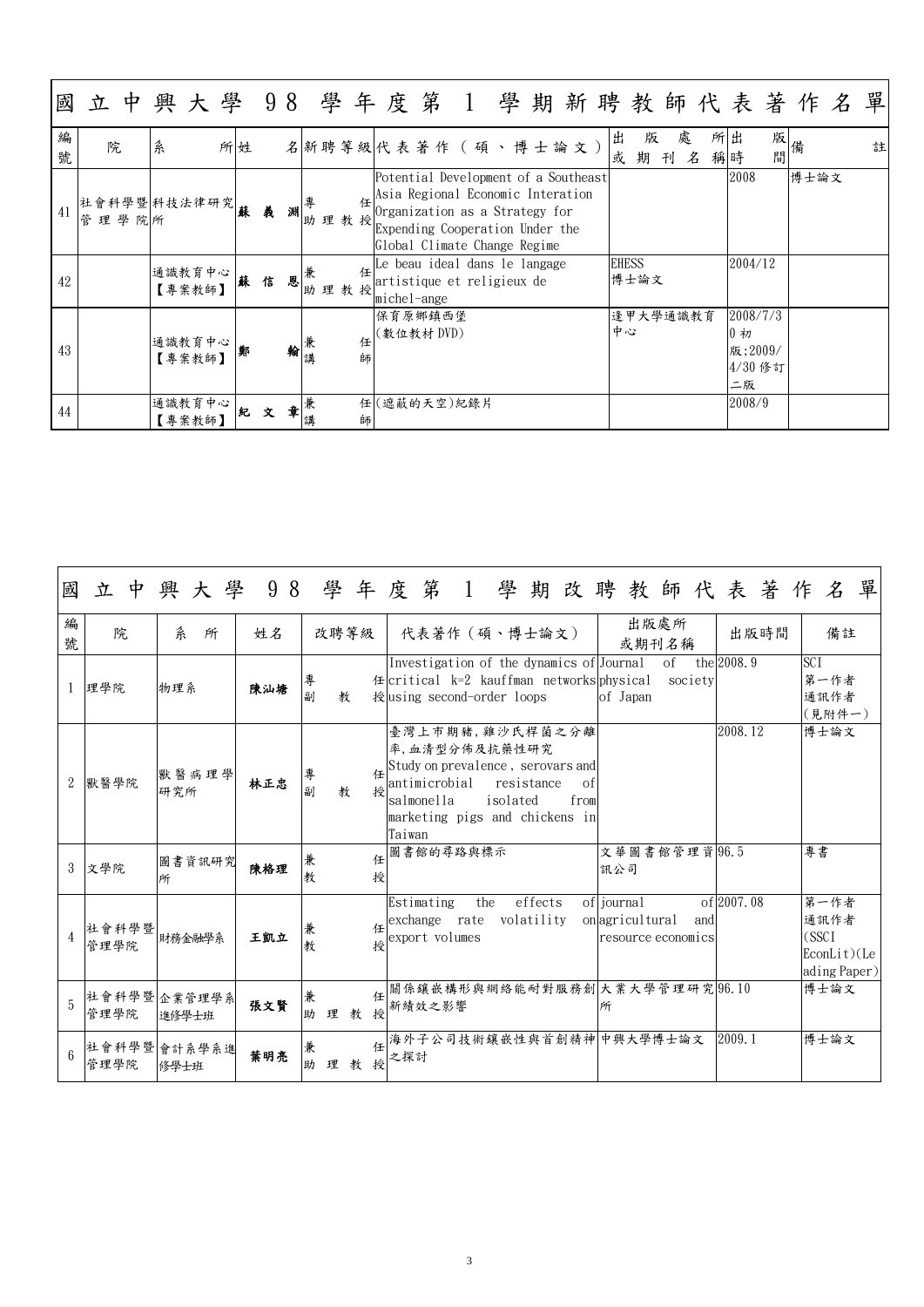# 國立中興大學 98 學年度第 1 學期新聘教師代表著作名單

| 編號 | 院 | 系所 | 姓名 | 新聘等級 | 代表著作（碩、博士論文） | 出版處所或期刊名稱 | 出版時間 | 備註 |
|---|---|---|---|---|---|---|---|---|
| 41 | 社會科學暨管理學院 | 科技法律研究所 | 蘇義淵 | 專任助理教授 | Potential Development of a Southeast Asia Regional Economic Interation Organization as a Strategy for Expending Cooperation Under the Global Climate Change Regime | | 2008 | 博士論文 |
| 42 | | 通識教育中心【專案教師】 | 蘇信恩 | 兼任助理教授 | Le beau ideal dans le langage artistique et religieux de michel-ange | EHESS 博士論文 | 2004/12 | |
| 43 | | 通識教育中心【專案教師】 | 鄭輸 | 兼任講師 | 保育原鄉鎮西堡（數位教材 DVD） | 逢甲大學通識教育中心 | 2008/7/30 初版;2009/4/30 修訂二版 | |
| 44 | | 通識教育中心【專案教師】 | 紀文章 | 兼任講師 | (遮蔽的天空)紀錄片 | | 2008/9 | |

# 國立中興大學 98 學年度第 1 學期改聘教師代表著作名單

| 編號 | 院 | 系所 | 姓名 | 改聘等級 | 代表著作（碩、博士論文） | 出版處所或期刊名稱 | 出版時間 | 備註 |
|---|---|---|---|---|---|---|---|---|
| 1 | 理學院 | 物理系 | 陳汕塘 | 專任副教授 | Investigation of the dynamics of critical k=2 kauffman networks using second-order loops | Journal of the physical society of Japan | 2008.9 | SCI 第一作者 通訊作者 (見附件一) |
| 2 | 獸醫學院 | 獸醫病理學研究所 | 林正忠 | 專任副教授 | 臺灣上市期豬, 雞沙氏桿菌之分離率, 血清型分佈及抗藥性研究 Study on prevalence, serovars and antimicrobial resistance of salmonella isolated from marketing pigs and chickens in Taiwan | | 2008.12 | 博士論文 |
| 3 | 文學院 | 圖書資訊研究所 | 陳格理 | 兼任教授 | 圖書館的尋路與標示 | 文華圖書館管理資訊公司 | 96.5 | 專書 |
| 4 | 社會科學暨管理學院 | 財務金融學系 | 王凱立 | 兼任教授 | Estimating the effects of exchange rate volatility on export volumes | journal of agricultural and resource economics | 2007.08 | 第一作者 通訊作者 (SSCI EconLit)(Leading Paper) |
| 5 | 社會科學暨管理學院 | 企業管理學系進修學士班 | 張文賢 | 兼任助理教授 | 關係鑲嵌構形與網絡能耐對服務創新績效之影響 | 大業大學管理研究所 | 96.10 | 博士論文 |
| 6 | 社會科學暨管理學院 | 會計系學系進修學士班 | 葉明亮 | 兼任助理教授 | 海外子公司技術鑲嵌性與首創精神之探討 | 中興大學博士論文 | 2009.1 | 博士論文 |